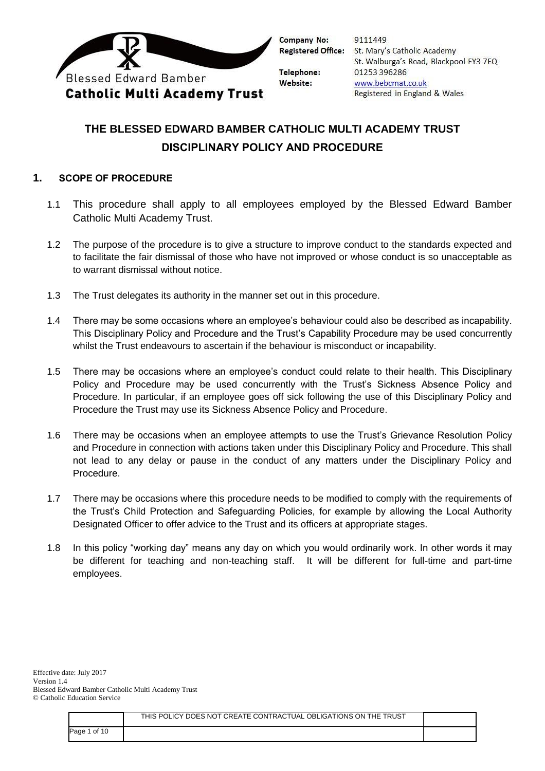Blessed Edward Bamber
**Catholic Multi Academy Trust**

**Company No:** 9111449
**Registered Office:** St. Mary's Catholic Academy
St. Walburga's Road, Blackpool FY3 7EQ
**Telephone:** 01253 396286
**Website:** www.bebcmat.co.uk
Registered in England & Wales

# THE BLESSED EDWARD BAMBER CATHOLIC MULTI ACADEMY TRUST
# DISCIPLINARY POLICY AND PROCEDURE

## 1. SCOPE OF PROCEDURE

1.1 This procedure shall apply to all employees employed by the Blessed Edward Bamber Catholic Multi Academy Trust.

1.2 The purpose of the procedure is to give a structure to improve conduct to the standards expected and to facilitate the fair dismissal of those who have not improved or whose conduct is so unacceptable as to warrant dismissal without notice.

1.3 The Trust delegates its authority in the manner set out in this procedure.

1.4 There may be some occasions where an employee's behaviour could also be described as incapability. This Disciplinary Policy and Procedure and the Trust's Capability Procedure may be used concurrently whilst the Trust endeavours to ascertain if the behaviour is misconduct or incapability.

1.5 There may be occasions where an employee's conduct could relate to their health. This Disciplinary Policy and Procedure may be used concurrently with the Trust's Sickness Absence Policy and Procedure. In particular, if an employee goes off sick following the use of this Disciplinary Policy and Procedure the Trust may use its Sickness Absence Policy and Procedure.

1.6 There may be occasions when an employee attempts to use the Trust's Grievance Resolution Policy and Procedure in connection with actions taken under this Disciplinary Policy and Procedure. This shall not lead to any delay or pause in the conduct of any matters under the Disciplinary Policy and Procedure.

1.7 There may be occasions where this procedure needs to be modified to comply with the requirements of the Trust's Child Protection and Safeguarding Policies, for example by allowing the Local Authority Designated Officer to offer advice to the Trust and its officers at appropriate stages.

1.8 In this policy "working day" means any day on which you would ordinarily work. In other words it may be different for teaching and non-teaching staff. It will be different for full-time and part-time employees.

Effective date: July 2017
Version 1.4
Blessed Edward Bamber Catholic Multi Academy Trust
© Catholic Education Service

THIS POLICY DOES NOT CREATE CONTRACTUAL OBLIGATIONS ON THE TRUST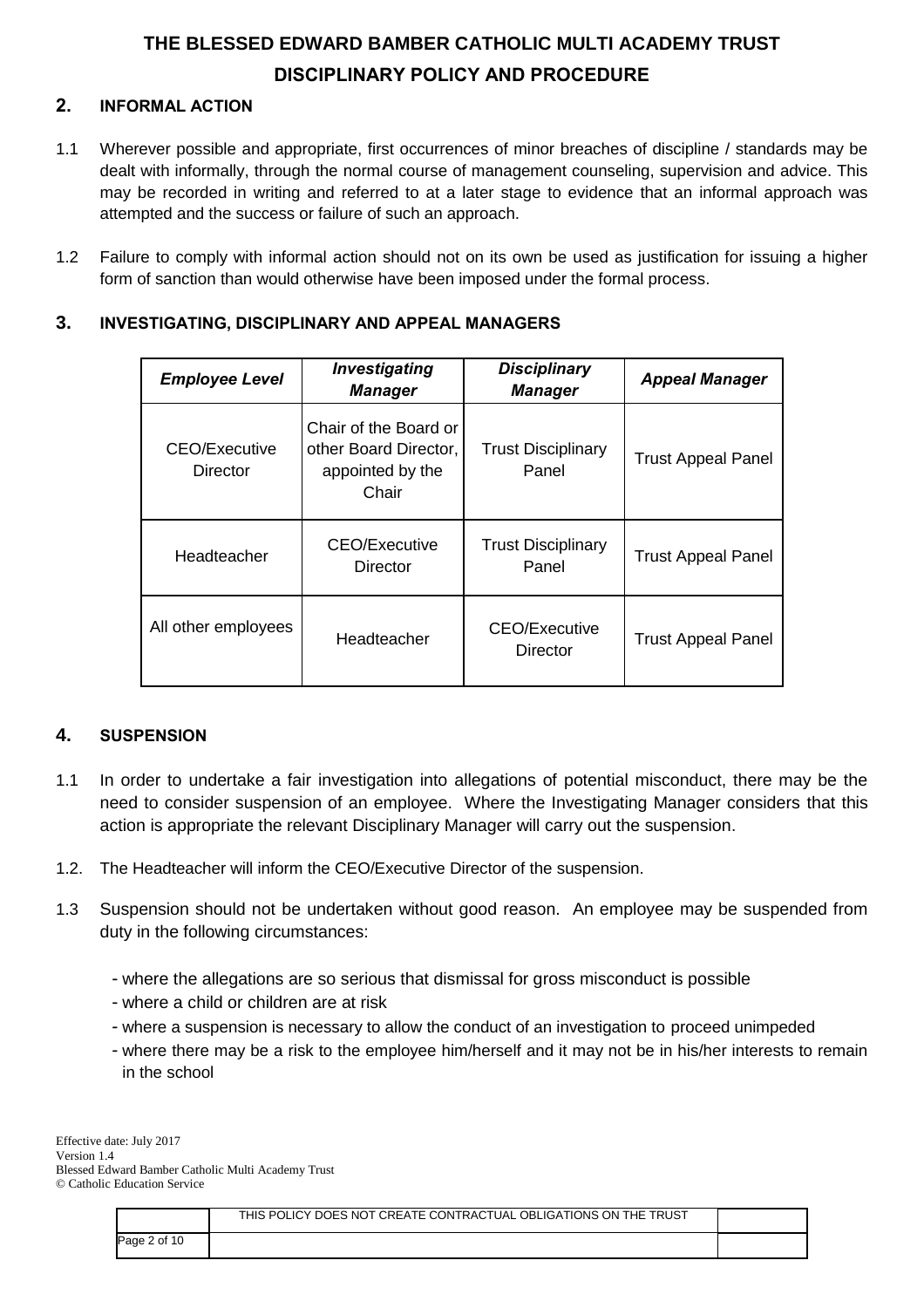# THE BLESSED EDWARD BAMBER CATHOLIC MULTI ACADEMY TRUST
## DISCIPLINARY POLICY AND PROCEDURE

### 2. INFORMAL ACTION

1.1 Wherever possible and appropriate, first occurrences of minor breaches of discipline / standards may be dealt with informally, through the normal course of management counseling, supervision and advice. This may be recorded in writing and referred to at a later stage to evidence that an informal approach was attempted and the success or failure of such an approach.

1.2 Failure to comply with informal action should not on its own be used as justification for issuing a higher form of sanction than would otherwise have been imposed under the formal process.

### 3. INVESTIGATING, DISCIPLINARY AND APPEAL MANAGERS

| *Employee Level* | *Investigating Manager* | *Disciplinary Manager* | *Appeal Manager* |
|---|---|---|---|
| CEO/Executive Director | Chair of the Board or other Board Director, appointed by the Chair | Trust Disciplinary Panel | Trust Appeal Panel |
| Headteacher | CEO/Executive Director | Trust Disciplinary Panel | Trust Appeal Panel |
| All other employees | Headteacher | CEO/Executive Director | Trust Appeal Panel |

### 4. SUSPENSION

1.1 In order to undertake a fair investigation into allegations of potential misconduct, there may be the need to consider suspension of an employee. Where the Investigating Manager considers that this action is appropriate the relevant Disciplinary Manager will carry out the suspension.

1.2. The Headteacher will inform the CEO/Executive Director of the suspension.

1.3 Suspension should not be undertaken without good reason. An employee may be suspended from duty in the following circumstances:

- where the allegations are so serious that dismissal for gross misconduct is possible
- where a child or children are at risk
- where a suspension is necessary to allow the conduct of an investigation to proceed unimpeded
- where there may be a risk to the employee him/herself and it may not be in his/her interests to remain in the school

Effective date: July 2017
Version 1.4
Blessed Edward Bamber Catholic Multi Academy Trust
© Catholic Education Service

THIS POLICY DOES NOT CREATE CONTRACTUAL OBLIGATIONS ON THE TRUST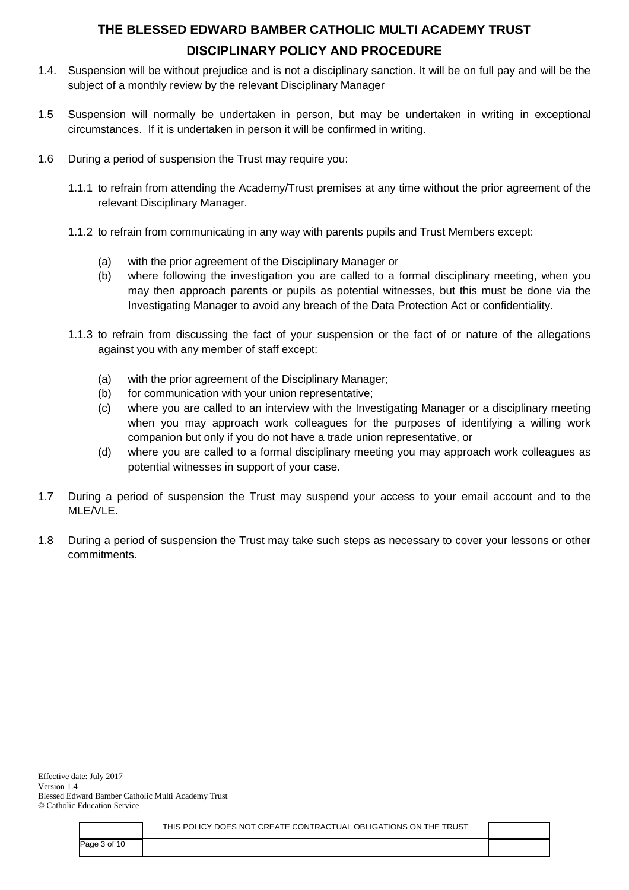1.4. Suspension will be without prejudice and is not a disciplinary sanction. It will be on full pay and will be the subject of a monthly review by the relevant Disciplinary Manager

1.5 Suspension will normally be undertaken in person, but may be undertaken in writing in exceptional circumstances. If it is undertaken in person it will be confirmed in writing.

1.6 During a period of suspension the Trust may require you:

1.1.1 to refrain from attending the Academy/Trust premises at any time without the prior agreement of the relevant Disciplinary Manager.

1.1.2 to refrain from communicating in any way with parents pupils and Trust Members except:

(a) with the prior agreement of the Disciplinary Manager or
(b) where following the investigation you are called to a formal disciplinary meeting, when you may then approach parents or pupils as potential witnesses, but this must be done via the Investigating Manager to avoid any breach of the Data Protection Act or confidentiality.

1.1.3 to refrain from discussing the fact of your suspension or the fact of or nature of the allegations against you with any member of staff except:

(a) with the prior agreement of the Disciplinary Manager;
(b) for communication with your union representative;
(c) where you are called to an interview with the Investigating Manager or a disciplinary meeting when you may approach work colleagues for the purposes of identifying a willing work companion but only if you do not have a trade union representative, or
(d) where you are called to a formal disciplinary meeting you may approach work colleagues as potential witnesses in support of your case.

1.7 During a period of suspension the Trust may suspend your access to your email account and to the MLE/VLE.

1.8 During a period of suspension the Trust may take such steps as necessary to cover your lessons or other commitments.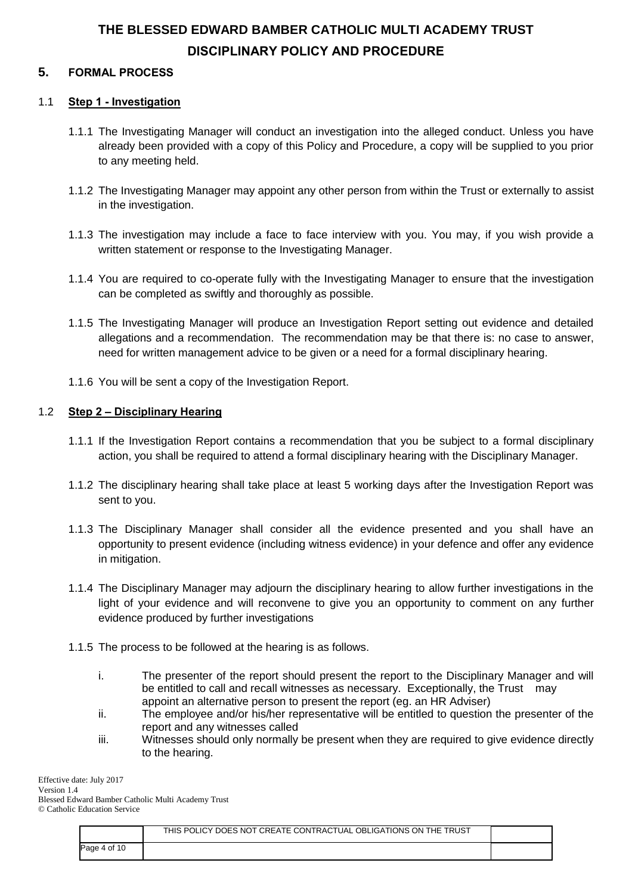## 5. FORMAL PROCESS

### 1.1 Step 1 - Investigation

1.1.1 The Investigating Manager will conduct an investigation into the alleged conduct. Unless you have already been provided with a copy of this Policy and Procedure, a copy will be supplied to you prior to any meeting held.

1.1.2 The Investigating Manager may appoint any other person from within the Trust or externally to assist in the investigation.

1.1.3 The investigation may include a face to face interview with you. You may, if you wish provide a written statement or response to the Investigating Manager.

1.1.4 You are required to co-operate fully with the Investigating Manager to ensure that the investigation can be completed as swiftly and thoroughly as possible.

1.1.5 The Investigating Manager will produce an Investigation Report setting out evidence and detailed allegations and a recommendation. The recommendation may be that there is: no case to answer, need for written management advice to be given or a need for a formal disciplinary hearing.

1.1.6 You will be sent a copy of the Investigation Report.

### 1.2 Step 2 – Disciplinary Hearing

1.1.1 If the Investigation Report contains a recommendation that you be subject to a formal disciplinary action, you shall be required to attend a formal disciplinary hearing with the Disciplinary Manager.

1.1.2 The disciplinary hearing shall take place at least 5 working days after the Investigation Report was sent to you.

1.1.3 The Disciplinary Manager shall consider all the evidence presented and you shall have an opportunity to present evidence (including witness evidence) in your defence and offer any evidence in mitigation.

1.1.4 The Disciplinary Manager may adjourn the disciplinary hearing to allow further investigations in the light of your evidence and will reconvene to give you an opportunity to comment on any further evidence produced by further investigations

1.1.5 The process to be followed at the hearing is as follows.

- i. The presenter of the report should present the report to the Disciplinary Manager and will be entitled to call and recall witnesses as necessary. Exceptionally, the Trust may appoint an alternative person to present the report (eg. an HR Adviser)
- ii. The employee and/or his/her representative will be entitled to question the presenter of the report and any witnesses called
- iii. Witnesses should only normally be present when they are required to give evidence directly to the hearing.

Effective date: July 2017
Version 1.4
Blessed Edward Bamber Catholic Multi Academy Trust
© Catholic Education Service

THIS POLICY DOES NOT CREATE CONTRACTUAL OBLIGATIONS ON THE TRUST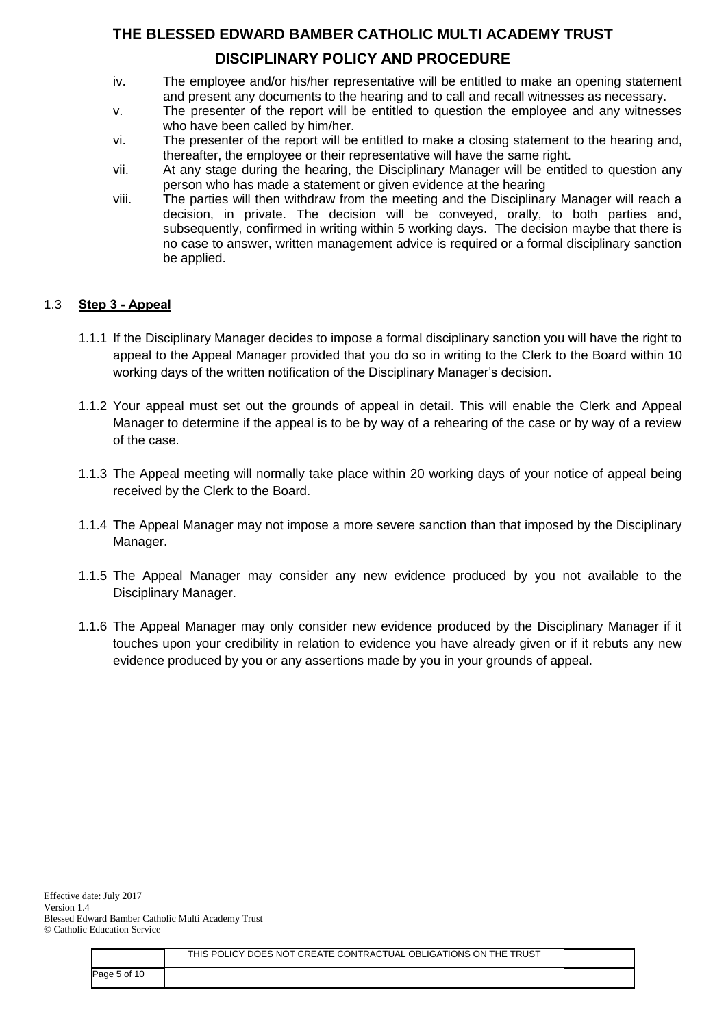iv. The employee and/or his/her representative will be entitled to make an opening statement and present any documents to the hearing and to call and recall witnesses as necessary.

v. The presenter of the report will be entitled to question the employee and any witnesses who have been called by him/her.

vi. The presenter of the report will be entitled to make a closing statement to the hearing and, thereafter, the employee or their representative will have the same right.

vii. At any stage during the hearing, the Disciplinary Manager will be entitled to question any person who has made a statement or given evidence at the hearing

viii. The parties will then withdraw from the meeting and the Disciplinary Manager will reach a decision, in private. The decision will be conveyed, orally, to both parties and, subsequently, confirmed in writing within 5 working days. The decision maybe that there is no case to answer, written management advice is required or a formal disciplinary sanction be applied.

### 1.3 **Step 3 - Appeal**

1.1.1 If the Disciplinary Manager decides to impose a formal disciplinary sanction you will have the right to appeal to the Appeal Manager provided that you do so in writing to the Clerk to the Board within 10 working days of the written notification of the Disciplinary Manager's decision.

1.1.2 Your appeal must set out the grounds of appeal in detail. This will enable the Clerk and Appeal Manager to determine if the appeal is to be by way of a rehearing of the case or by way of a review of the case.

1.1.3 The Appeal meeting will normally take place within 20 working days of your notice of appeal being received by the Clerk to the Board.

1.1.4 The Appeal Manager may not impose a more severe sanction than that imposed by the Disciplinary Manager.

1.1.5 The Appeal Manager may consider any new evidence produced by you not available to the Disciplinary Manager.

1.1.6 The Appeal Manager may only consider new evidence produced by the Disciplinary Manager if it touches upon your credibility in relation to evidence you have already given or if it rebuts any new evidence produced by you or any assertions made by you in your grounds of appeal.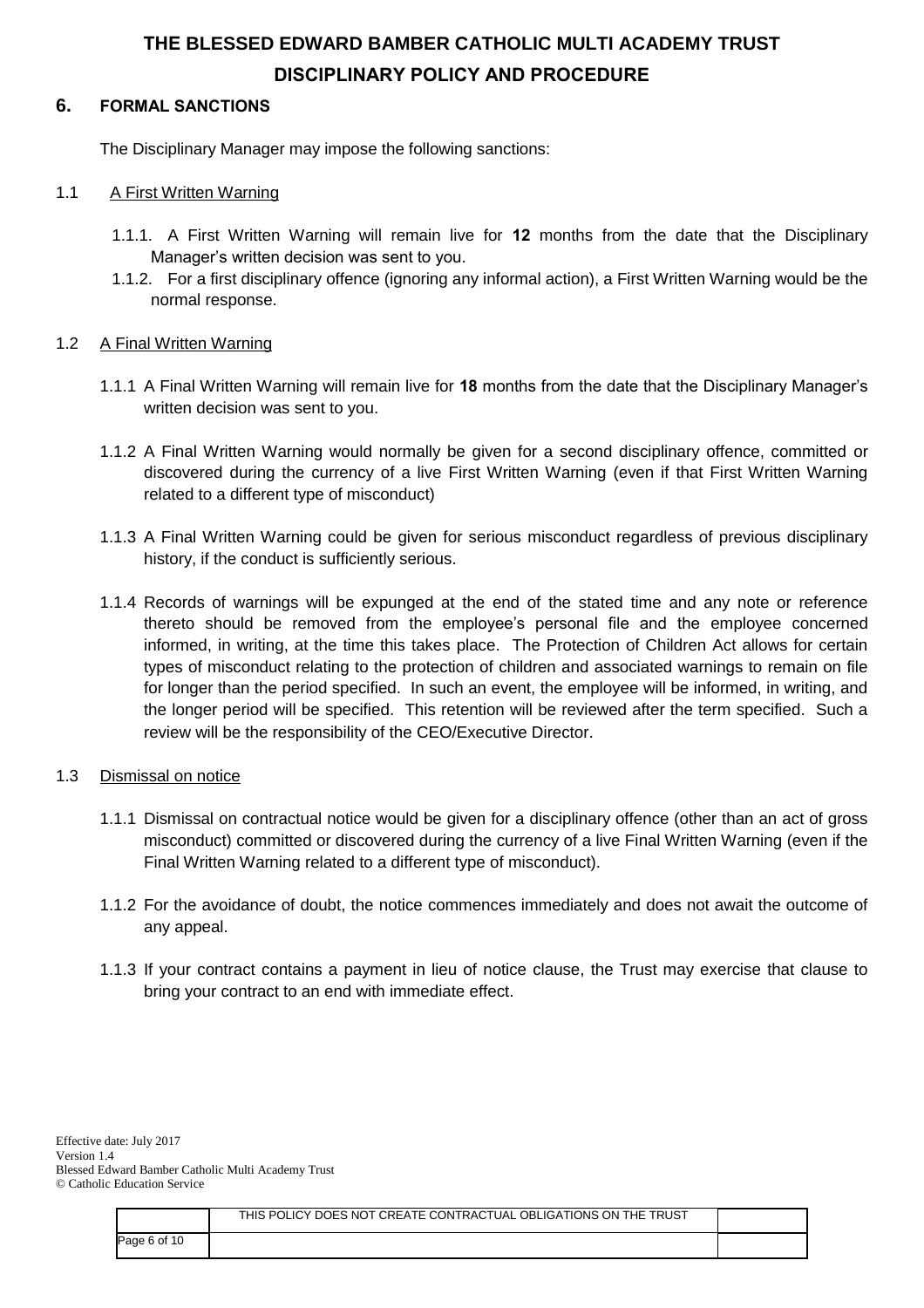## 6. FORMAL SANCTIONS

The Disciplinary Manager may impose the following sanctions:

1.1 A First Written Warning

1.1.1. A First Written Warning will remain live for **12** months from the date that the Disciplinary Manager's written decision was sent to you.

1.1.2. For a first disciplinary offence (ignoring any informal action), a First Written Warning would be the normal response.

1.2 A Final Written Warning

1.1.1 A Final Written Warning will remain live for **18** months from the date that the Disciplinary Manager's written decision was sent to you.

1.1.2 A Final Written Warning would normally be given for a second disciplinary offence, committed or discovered during the currency of a live First Written Warning (even if that First Written Warning related to a different type of misconduct)

1.1.3 A Final Written Warning could be given for serious misconduct regardless of previous disciplinary history, if the conduct is sufficiently serious.

1.1.4 Records of warnings will be expunged at the end of the stated time and any note or reference thereto should be removed from the employee's personal file and the employee concerned informed, in writing, at the time this takes place. The Protection of Children Act allows for certain types of misconduct relating to the protection of children and associated warnings to remain on file for longer than the period specified. In such an event, the employee will be informed, in writing, and the longer period will be specified. This retention will be reviewed after the term specified. Such a review will be the responsibility of the CEO/Executive Director.

1.3 Dismissal on notice

1.1.1 Dismissal on contractual notice would be given for a disciplinary offence (other than an act of gross misconduct) committed or discovered during the currency of a live Final Written Warning (even if the Final Written Warning related to a different type of misconduct).

1.1.2 For the avoidance of doubt, the notice commences immediately and does not await the outcome of any appeal.

1.1.3 If your contract contains a payment in lieu of notice clause, the Trust may exercise that clause to bring your contract to an end with immediate effect.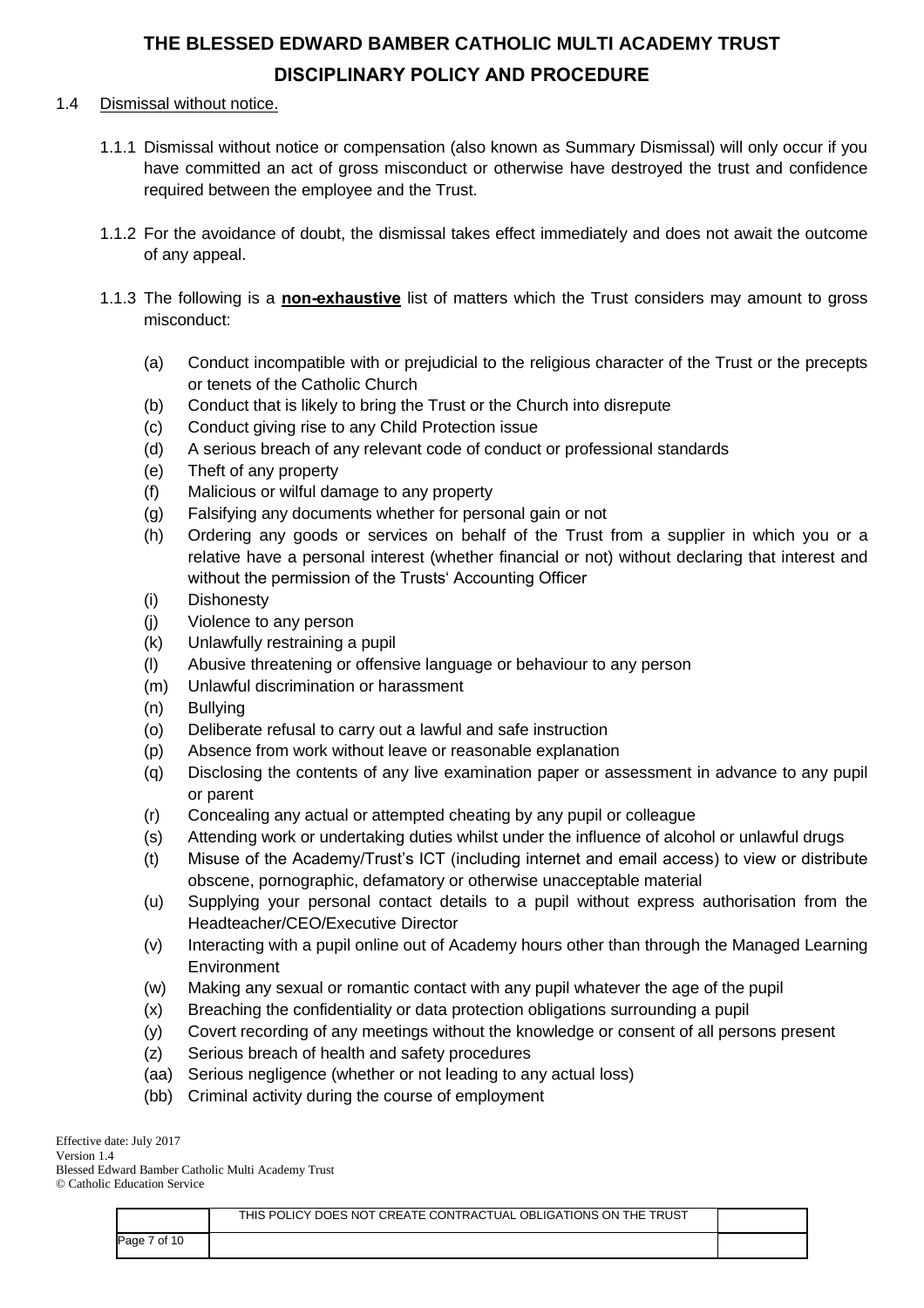1.4 Dismissal without notice.

1.1.1 Dismissal without notice or compensation (also known as Summary Dismissal) will only occur if you have committed an act of gross misconduct or otherwise have destroyed the trust and confidence required between the employee and the Trust.

1.1.2 For the avoidance of doubt, the dismissal takes effect immediately and does not await the outcome of any appeal.

1.1.3 The following is a **non-exhaustive** list of matters which the Trust considers may amount to gross misconduct:

(a) Conduct incompatible with or prejudicial to the religious character of the Trust or the precepts or tenets of the Catholic Church
(b) Conduct that is likely to bring the Trust or the Church into disrepute
(c) Conduct giving rise to any Child Protection issue
(d) A serious breach of any relevant code of conduct or professional standards
(e) Theft of any property
(f) Malicious or wilful damage to any property
(g) Falsifying any documents whether for personal gain or not
(h) Ordering any goods or services on behalf of the Trust from a supplier in which you or a relative have a personal interest (whether financial or not) without declaring that interest and without the permission of the Trusts' Accounting Officer
(i) Dishonesty
(j) Violence to any person
(k) Unlawfully restraining a pupil
(l) Abusive threatening or offensive language or behaviour to any person
(m) Unlawful discrimination or harassment
(n) Bullying
(o) Deliberate refusal to carry out a lawful and safe instruction
(p) Absence from work without leave or reasonable explanation
(q) Disclosing the contents of any live examination paper or assessment in advance to any pupil or parent
(r) Concealing any actual or attempted cheating by any pupil or colleague
(s) Attending work or undertaking duties whilst under the influence of alcohol or unlawful drugs
(t) Misuse of the Academy/Trust's ICT (including internet and email access) to view or distribute obscene, pornographic, defamatory or otherwise unacceptable material
(u) Supplying your personal contact details to a pupil without express authorisation from the Headteacher/CEO/Executive Director
(v) Interacting with a pupil online out of Academy hours other than through the Managed Learning Environment
(w) Making any sexual or romantic contact with any pupil whatever the age of the pupil
(x) Breaching the confidentiality or data protection obligations surrounding a pupil
(y) Covert recording of any meetings without the knowledge or consent of all persons present
(z) Serious breach of health and safety procedures
(aa) Serious negligence (whether or not leading to any actual loss)
(bb) Criminal activity during the course of employment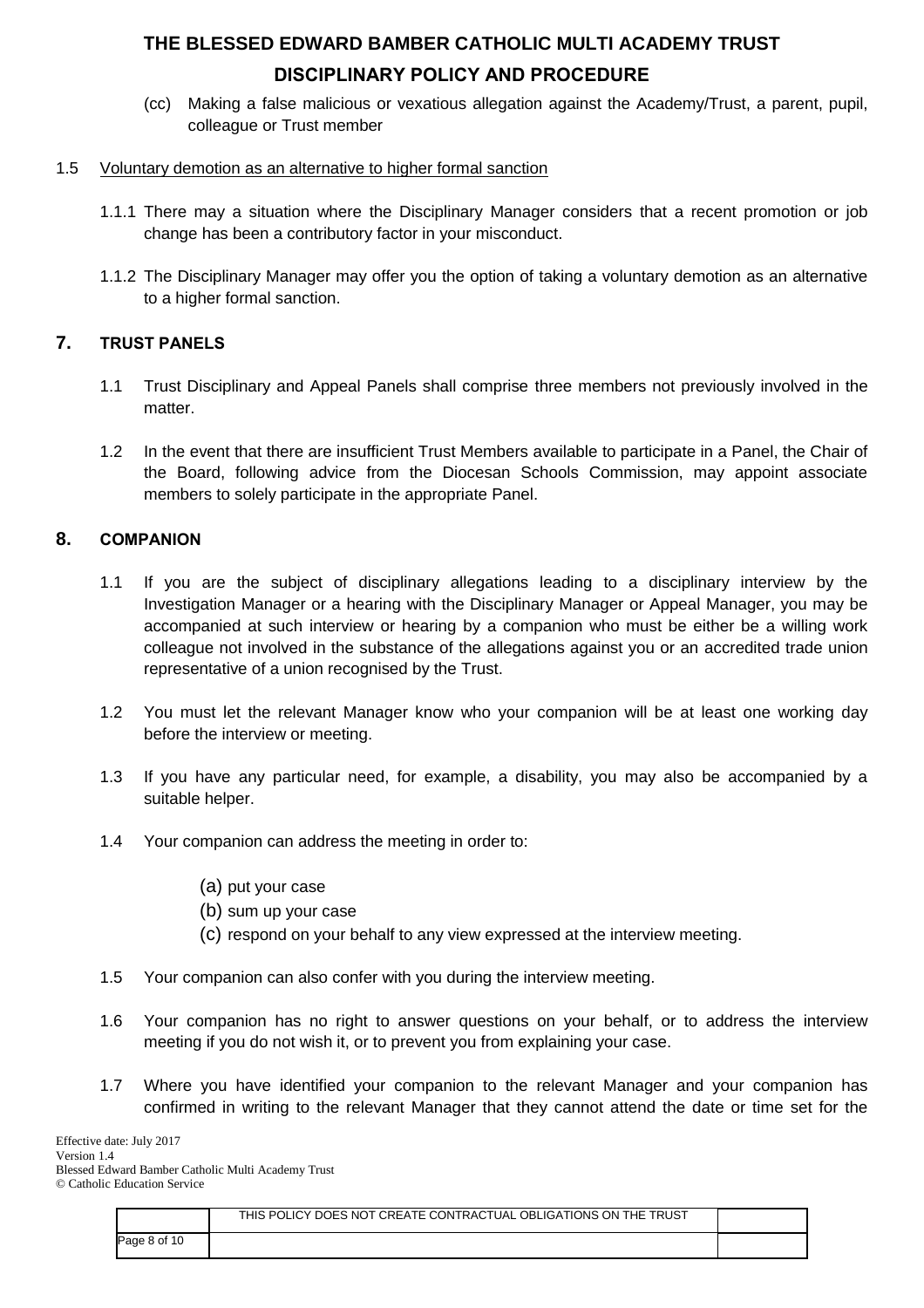(cc) Making a false malicious or vexatious allegation against the Academy/Trust, a parent, pupil, colleague or Trust member

1.5 Voluntary demotion as an alternative to higher formal sanction

1.1.1 There may a situation where the Disciplinary Manager considers that a recent promotion or job change has been a contributory factor in your misconduct.

1.1.2 The Disciplinary Manager may offer you the option of taking a voluntary demotion as an alternative to a higher formal sanction.

## 7. TRUST PANELS

1.1 Trust Disciplinary and Appeal Panels shall comprise three members not previously involved in the matter.

1.2 In the event that there are insufficient Trust Members available to participate in a Panel, the Chair of the Board, following advice from the Diocesan Schools Commission, may appoint associate members to solely participate in the appropriate Panel.

## 8. COMPANION

1.1 If you are the subject of disciplinary allegations leading to a disciplinary interview by the Investigation Manager or a hearing with the Disciplinary Manager or Appeal Manager, you may be accompanied at such interview or hearing by a companion who must be either be a willing work colleague not involved in the substance of the allegations against you or an accredited trade union representative of a union recognised by the Trust.

1.2 You must let the relevant Manager know who your companion will be at least one working day before the interview or meeting.

1.3 If you have any particular need, for example, a disability, you may also be accompanied by a suitable helper.

1.4 Your companion can address the meeting in order to:

(a) put your case
(b) sum up your case
(c) respond on your behalf to any view expressed at the interview meeting.

1.5 Your companion can also confer with you during the interview meeting.

1.6 Your companion has no right to answer questions on your behalf, or to address the interview meeting if you do not wish it, or to prevent you from explaining your case.

1.7 Where you have identified your companion to the relevant Manager and your companion has confirmed in writing to the relevant Manager that they cannot attend the date or time set for the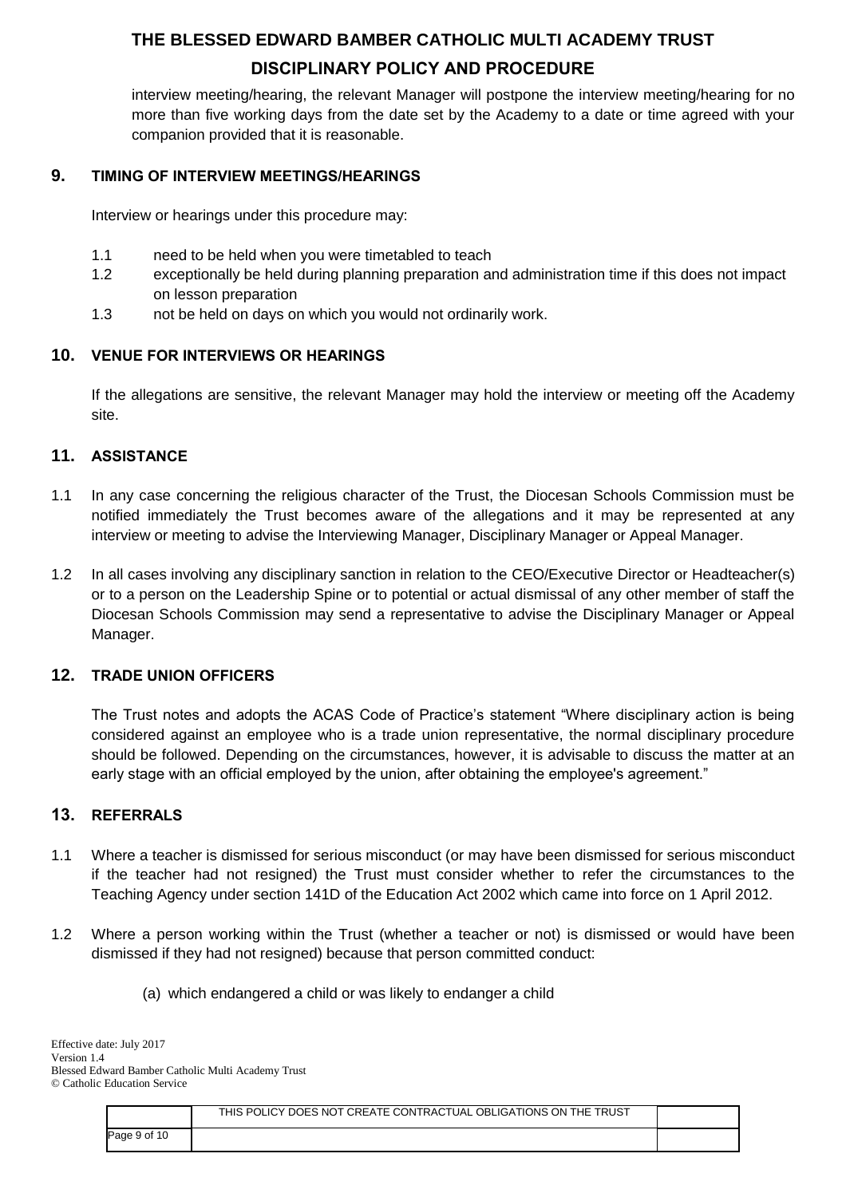interview meeting/hearing, the relevant Manager will postpone the interview meeting/hearing for no more than five working days from the date set by the Academy to a date or time agreed with your companion provided that it is reasonable.

## 9. TIMING OF INTERVIEW MEETINGS/HEARINGS

Interview or hearings under this procedure may:

1.1 need to be held when you were timetabled to teach

1.2 exceptionally be held during planning preparation and administration time if this does not impact on lesson preparation

1.3 not be held on days on which you would not ordinarily work.

## 10. VENUE FOR INTERVIEWS OR HEARINGS

If the allegations are sensitive, the relevant Manager may hold the interview or meeting off the Academy site.

## 11. ASSISTANCE

1.1 In any case concerning the religious character of the Trust, the Diocesan Schools Commission must be notified immediately the Trust becomes aware of the allegations and it may be represented at any interview or meeting to advise the Interviewing Manager, Disciplinary Manager or Appeal Manager.

1.2 In all cases involving any disciplinary sanction in relation to the CEO/Executive Director or Headteacher(s) or to a person on the Leadership Spine or to potential or actual dismissal of any other member of staff the Diocesan Schools Commission may send a representative to advise the Disciplinary Manager or Appeal Manager.

## 12. TRADE UNION OFFICERS

The Trust notes and adopts the ACAS Code of Practice's statement "Where disciplinary action is being considered against an employee who is a trade union representative, the normal disciplinary procedure should be followed. Depending on the circumstances, however, it is advisable to discuss the matter at an early stage with an official employed by the union, after obtaining the employee's agreement."

## 13. REFERRALS

1.1 Where a teacher is dismissed for serious misconduct (or may have been dismissed for serious misconduct if the teacher had not resigned) the Trust must consider whether to refer the circumstances to the Teaching Agency under section 141D of the Education Act 2002 which came into force on 1 April 2012.

1.2 Where a person working within the Trust (whether a teacher or not) is dismissed or would have been dismissed if they had not resigned) because that person committed conduct:

(a) which endangered a child or was likely to endanger a child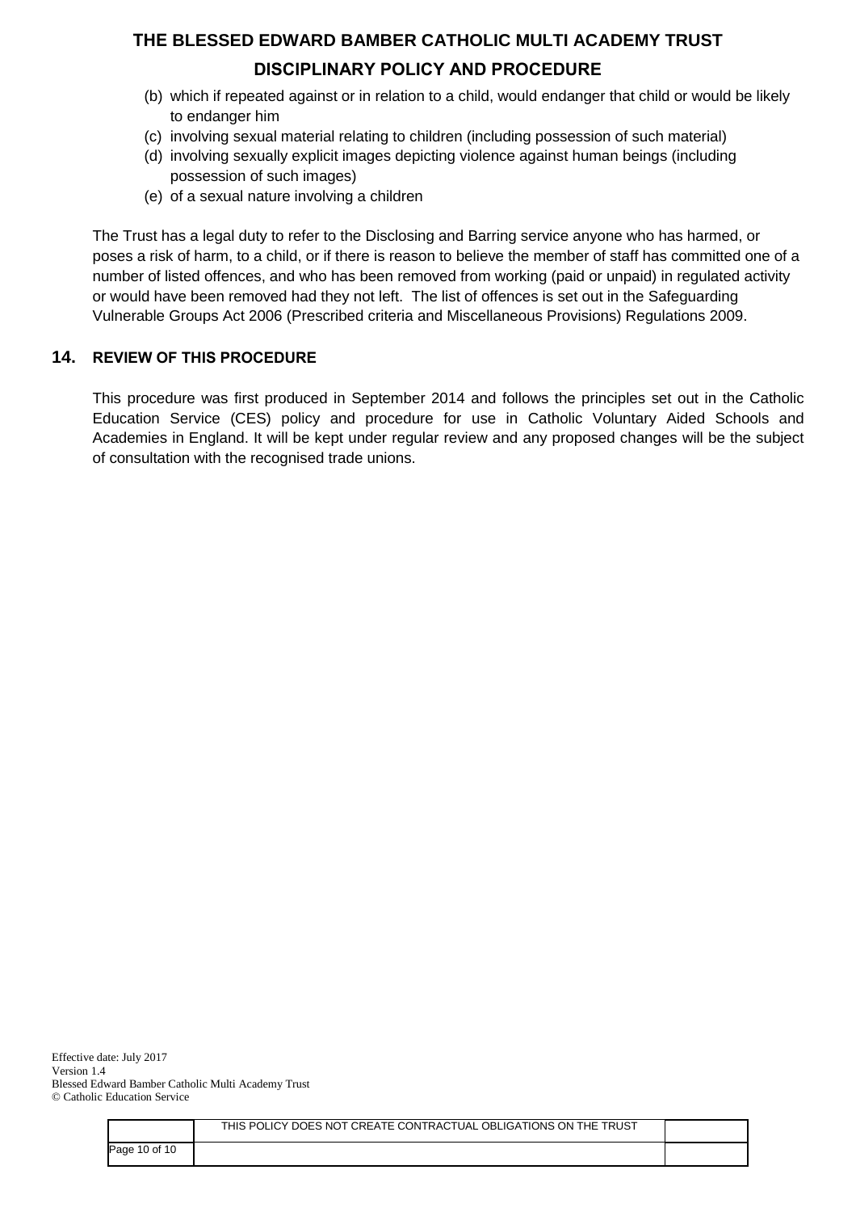(b) which if repeated against or in relation to a child, would endanger that child or would be likely to endanger him
(c) involving sexual material relating to children (including possession of such material)
(d) involving sexually explicit images depicting violence against human beings (including possession of such images)
(e) of a sexual nature involving a children

The Trust has a legal duty to refer to the Disclosing and Barring service anyone who has harmed, or poses a risk of harm, to a child, or if there is reason to believe the member of staff has committed one of a number of listed offences, and who has been removed from working (paid or unpaid) in regulated activity or would have been removed had they not left. The list of offences is set out in the Safeguarding Vulnerable Groups Act 2006 (Prescribed criteria and Miscellaneous Provisions) Regulations 2009.

## 14. REVIEW OF THIS PROCEDURE

This procedure was first produced in September 2014 and follows the principles set out in the Catholic Education Service (CES) policy and procedure for use in Catholic Voluntary Aided Schools and Academies in England. It will be kept under regular review and any proposed changes will be the subject of consultation with the recognised trade unions.

Effective date: July 2017
Version 1.4
Blessed Edward Bamber Catholic Multi Academy Trust
© Catholic Education Service

THIS POLICY DOES NOT CREATE CONTRACTUAL OBLIGATIONS ON THE TRUST